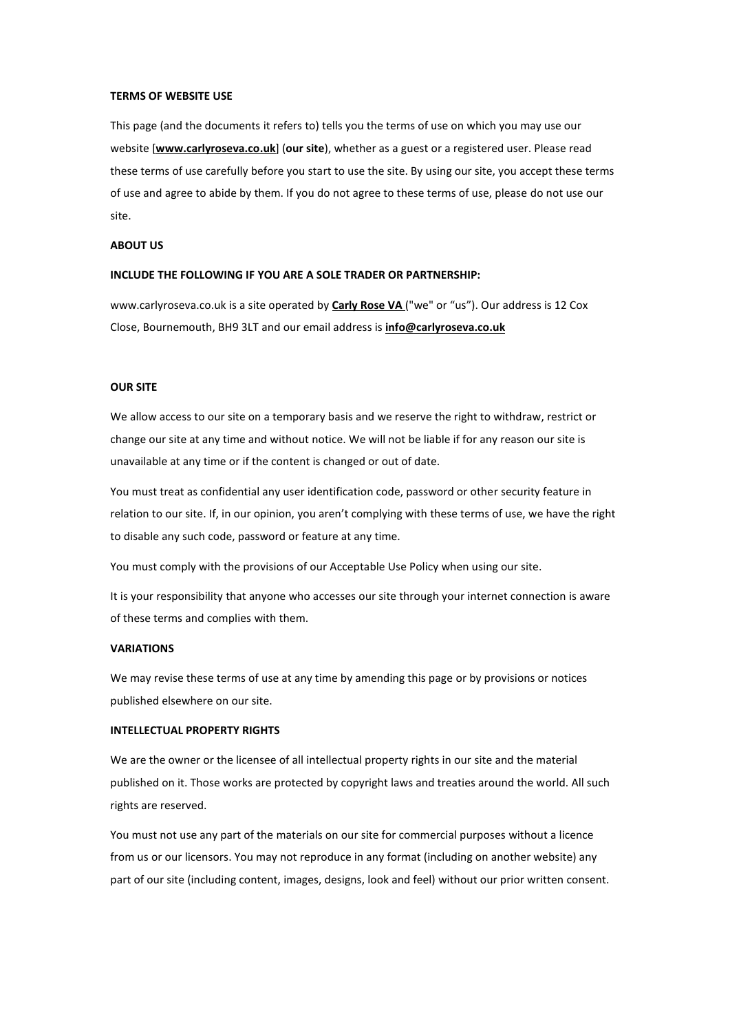**TERMS OF WEBSITE USE**

This page (and the documents it refers to) tells you the terms of use on which you may use our website [**www.carlyroseva.co.uk**] (**our site**), whether as a guest or a registered user. Please read these terms of use carefully before you start to use the site. By using our site, you accept these terms of use and agree to abide by them. If you do not agree to these terms of use, please do not use our site.

**ABOUT US**

**INCLUDE THE FOLLOWING IF YOU ARE A SOLE TRADER OR PARTNERSHIP:**

www.carlyroseva.co.uk is a site operated by **Carly Rose VA** ("we" or "us"). Our address is 12 Cox Close, Bournemouth, BH9 3LT and our email address is **info@carlyroseva.co.uk**

**OUR SITE**

We allow access to our site on a temporary basis and we reserve the right to withdraw, restrict or change our site at any time and without notice. We will not be liable if for any reason our site is unavailable at any time or if the content is changed or out of date.

You must treat as confidential any user identification code, password or other security feature in relation to our site. If, in our opinion, you aren't complying with these terms of use, we have the right to disable any such code, password or feature at any time.

You must comply with the provisions of our Acceptable Use Policy when using our site.

It is your responsibility that anyone who accesses our site through your internet connection is aware of these terms and complies with them.

**VARIATIONS**

We may revise these terms of use at any time by amending this page or by provisions or notices published elsewhere on our site.

**INTELLECTUAL PROPERTY RIGHTS**

We are the owner or the licensee of all intellectual property rights in our site and the material published on it. Those works are protected by copyright laws and treaties around the world. All such rights are reserved.

You must not use any part of the materials on our site for commercial purposes without a licence from us or our licensors. You may not reproduce in any format (including on another website) any part of our site (including content, images, designs, look and feel) without our prior written consent.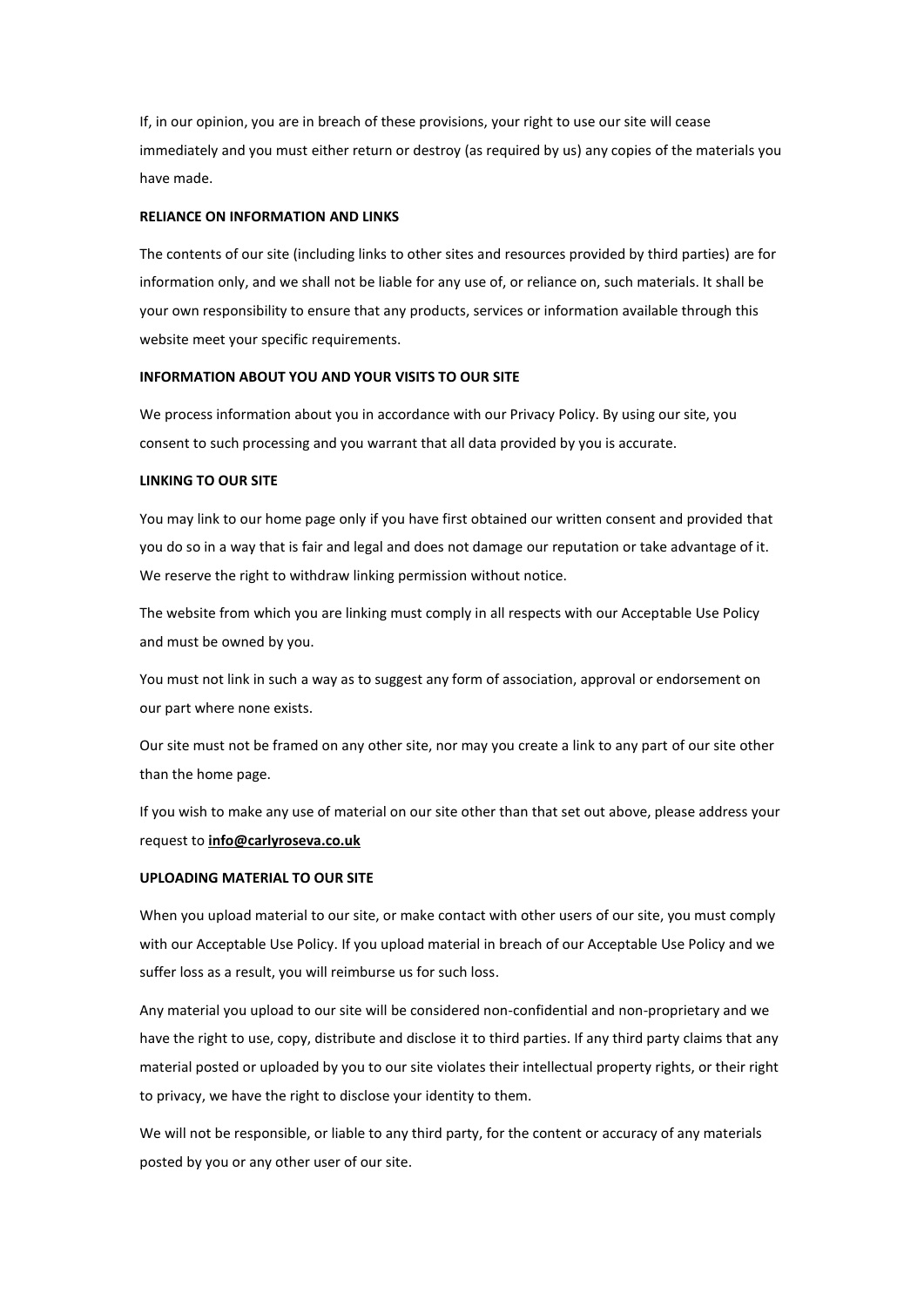If, in our opinion, you are in breach of these provisions, your right to use our site will cease immediately and you must either return or destroy (as required by us) any copies of the materials you have made.

**RELIANCE ON INFORMATION AND LINKS**

The contents of our site (including links to other sites and resources provided by third parties) are for information only, and we shall not be liable for any use of, or reliance on, such materials. It shall be your own responsibility to ensure that any products, services or information available through this website meet your specific requirements.

**INFORMATION ABOUT YOU AND YOUR VISITS TO OUR SITE**

We process information about you in accordance with our Privacy Policy. By using our site, you consent to such processing and you warrant that all data provided by you is accurate.

**LINKING TO OUR SITE**

You may link to our home page only if you have first obtained our written consent and provided that you do so in a way that is fair and legal and does not damage our reputation or take advantage of it. We reserve the right to withdraw linking permission without notice.

The website from which you are linking must comply in all respects with our Acceptable Use Policy and must be owned by you.

You must not link in such a way as to suggest any form of association, approval or endorsement on our part where none exists.

Our site must not be framed on any other site, nor may you create a link to any part of our site other than the home page.

If you wish to make any use of material on our site other than that set out above, please address your request to **info@carlyroseva.co.uk**

**UPLOADING MATERIAL TO OUR SITE**

When you upload material to our site, or make contact with other users of our site, you must comply with our Acceptable Use Policy. If you upload material in breach of our Acceptable Use Policy and we suffer loss as a result, you will reimburse us for such loss.

Any material you upload to our site will be considered non-confidential and non-proprietary and we have the right to use, copy, distribute and disclose it to third parties. If any third party claims that any material posted or uploaded by you to our site violates their intellectual property rights, or their right to privacy, we have the right to disclose your identity to them.

We will not be responsible, or liable to any third party, for the content or accuracy of any materials posted by you or any other user of our site.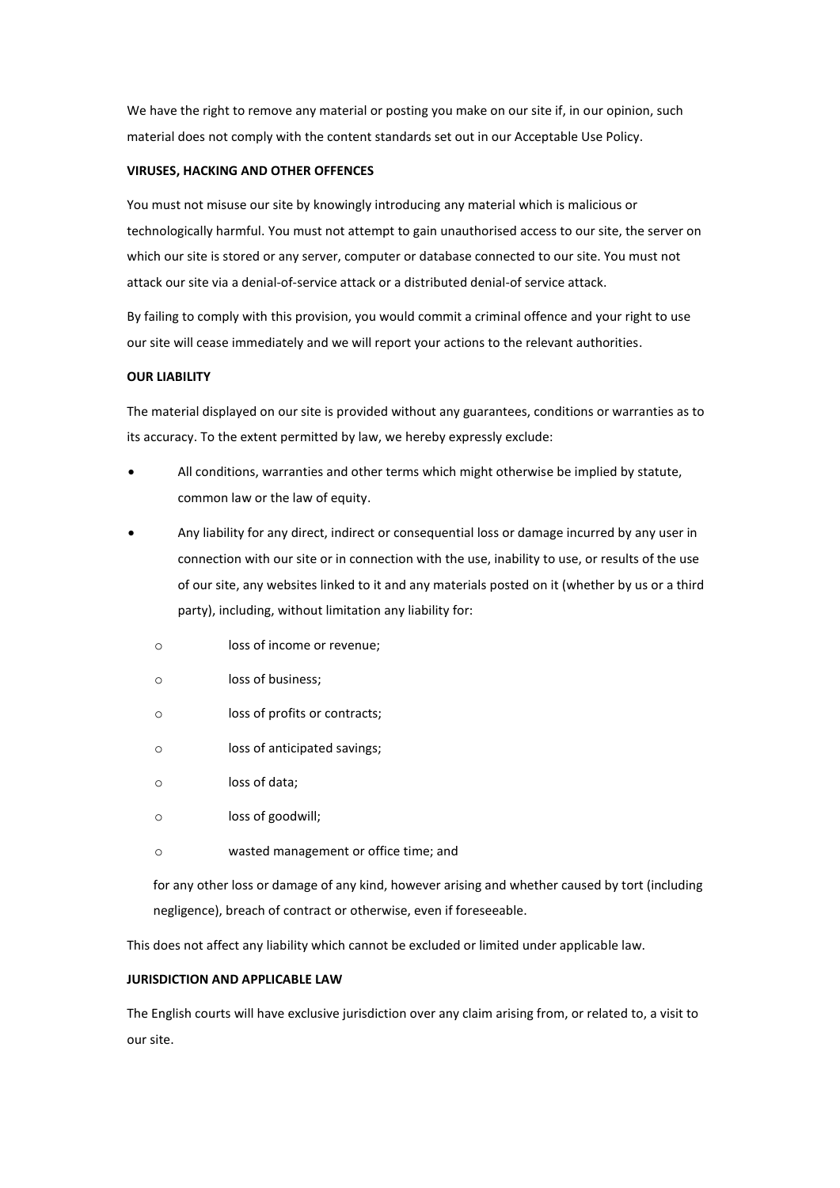We have the right to remove any material or posting you make on our site if, in our opinion, such material does not comply with the content standards set out in our Acceptable Use Policy.

**VIRUSES, HACKING AND OTHER OFFENCES**

You must not misuse our site by knowingly introducing any material which is malicious or technologically harmful. You must not attempt to gain unauthorised access to our site, the server on which our site is stored or any server, computer or database connected to our site. You must not attack our site via a denial-of-service attack or a distributed denial-of service attack.

By failing to comply with this provision, you would commit a criminal offence and your right to use our site will cease immediately and we will report your actions to the relevant authorities.

**OUR LIABILITY**

The material displayed on our site is provided without any guarantees, conditions or warranties as to its accuracy. To the extent permitted by law, we hereby expressly exclude:

- All conditions, warranties and other terms which might otherwise be implied by statute, common law or the law of equity.
- Any liability for any direct, indirect or consequential loss or damage incurred by any user in connection with our site or in connection with the use, inability to use, or results of the use of our site, any websites linked to it and any materials posted on it (whether by us or a third party), including, without limitation any liability for:
    - loss of income or revenue;
    - loss of business;
    - loss of profits or contracts;
    - loss of anticipated savings;
    - loss of data;
    - loss of goodwill;
    - wasted management or office time; and

  for any other loss or damage of any kind, however arising and whether caused by tort (including negligence), breach of contract or otherwise, even if foreseeable.

This does not affect any liability which cannot be excluded or limited under applicable law.

**JURISDICTION AND APPLICABLE LAW**

The English courts will have exclusive jurisdiction over any claim arising from, or related to, a visit to our site.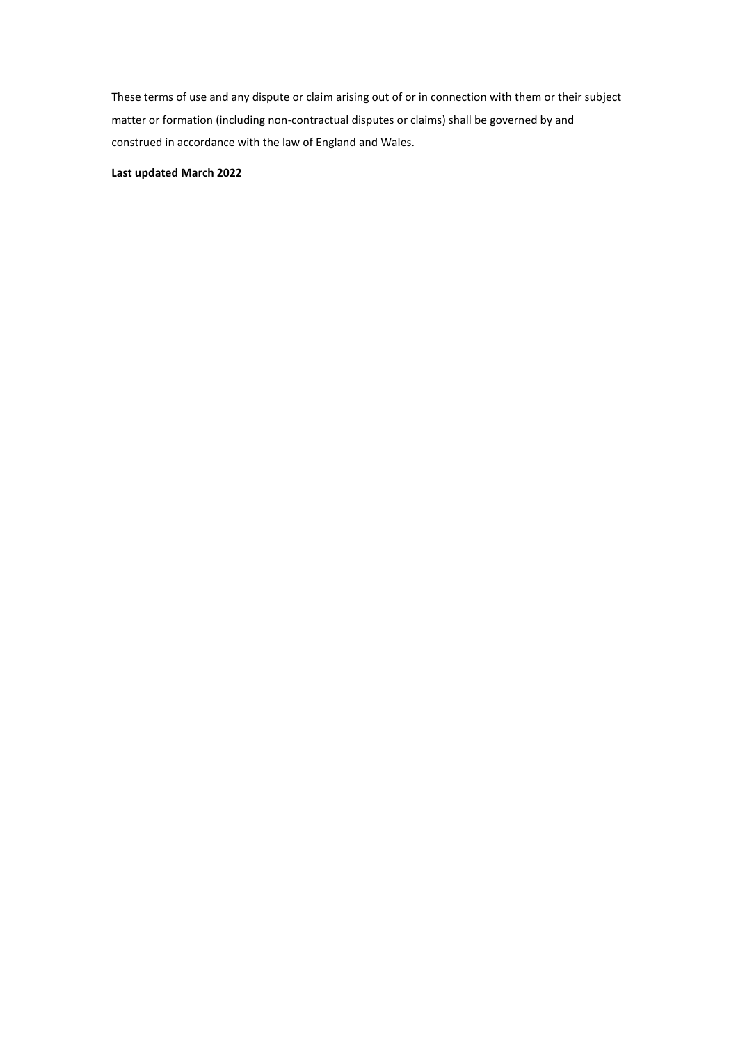These terms of use and any dispute or claim arising out of or in connection with them or their subject matter or formation (including non-contractual disputes or claims) shall be governed by and construed in accordance with the law of England and Wales.

**Last updated March 2022**